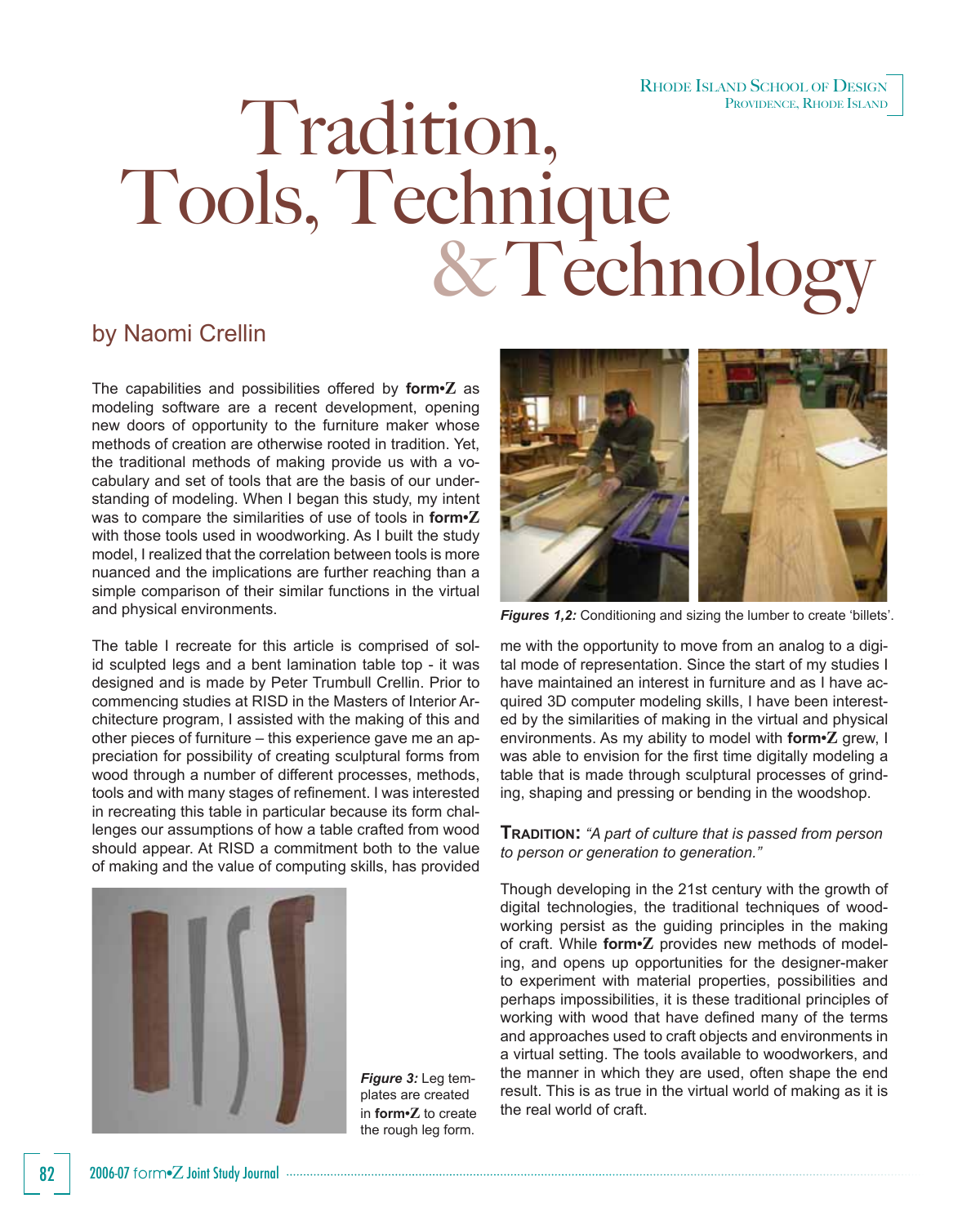Rhode Island School of Design
Providence, Rhode Island

# Tradition, Tools, Technique & Technology

## by Naomi Crellin

The capabilities and possibilities offered by **form•Z** as modeling software are a recent development, opening new doors of opportunity to the furniture maker whose methods of creation are otherwise rooted in tradition. Yet, the traditional methods of making provide us with a vocabulary and set of tools that are the basis of our understanding of modeling. When I began this study, my intent was to compare the similarities of use of tools in **form•Z** with those tools used in woodworking. As I built the study model, I realized that the correlation between tools is more nuanced and the implications are further reaching than a simple comparison of their similar functions in the virtual and physical environments.

The table I recreate for this article is comprised of solid sculpted legs and a bent lamination table top - it was designed and is made by Peter Trumbull Crellin. Prior to commencing studies at RISD in the Masters of Interior Architecture program, I assisted with the making of this and other pieces of furniture – this experience gave me an appreciation for possibility of creating sculptural forms from wood through a number of different processes, methods, tools and with many stages of refinement. I was interested in recreating this table in particular because its form challenges our assumptions of how a table crafted from wood should appear. At RISD a commitment both to the value of making and the value of computing skills, has provided me with the opportunity to move from an analog to a digital mode of representation. Since the start of my studies I have maintained an interest in furniture and as I have acquired 3D computer modeling skills, I have been interested by the similarities of making in the virtual and physical environments. As my ability to model with **form•Z** grew, I was able to envision for the first time digitally modeling a table that is made through sculptural processes of grinding, shaping and pressing or bending in the woodshop.

***Figures 1,2:*** Conditioning and sizing the lumber to create 'billets'.

***Figure 3:*** Leg templates are created in **form•Z** to create the rough leg form.

**Tradition:** *"A part of culture that is passed from person to person or generation to generation."*

Though developing in the 21st century with the growth of digital technologies, the traditional techniques of woodworking persist as the guiding principles in the making of craft. While **form•Z** provides new methods of modeling, and opens up opportunities for the designer-maker to experiment with material properties, possibilities and perhaps impossibilities, it is these traditional principles of working with wood that have defined many of the terms and approaches used to craft objects and environments in a virtual setting. The tools available to woodworkers, and the manner in which they are used, often shape the end result. This is as true in the virtual world of making as it is the real world of craft.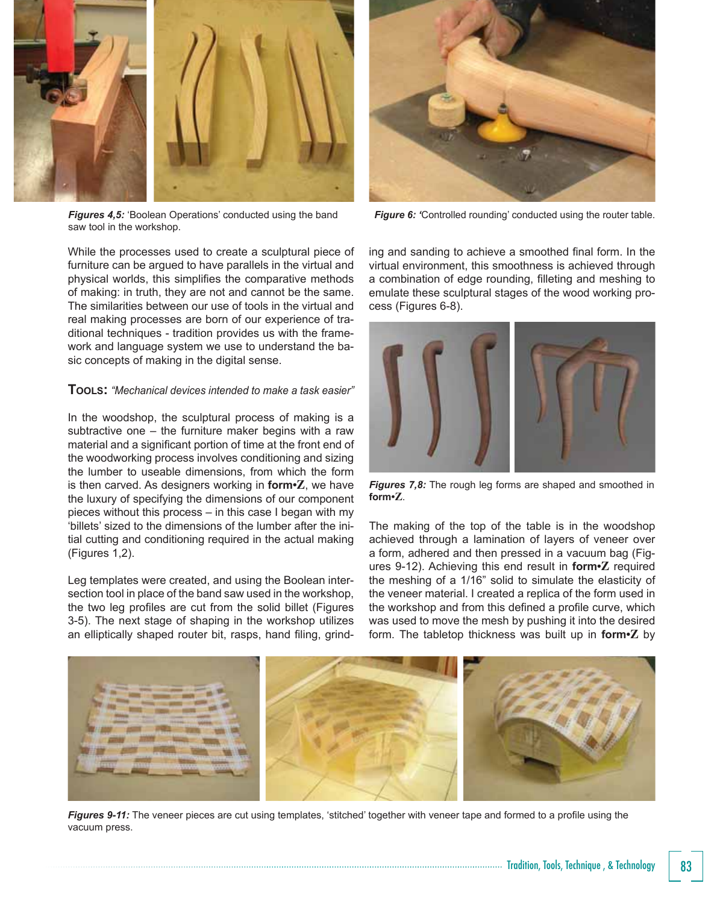***Figures 4,5:*** 'Boolean Operations' conducted using the band saw tool in the workshop.

***Figure 6:*** 'Controlled rounding' conducted using the router table.

While the processes used to create a sculptural piece of furniture can be argued to have parallels in the virtual and physical worlds, this simplifies the comparative methods of making: in truth, they are not and cannot be the same. The similarities between our use of tools in the virtual and real making processes are born of our experience of traditional techniques - tradition provides us with the framework and language system we use to understand the basic concepts of making in the digital sense.

**TOOLS:** *"Mechanical devices intended to make a task easier"*

In the woodshop, the sculptural process of making is a subtractive one – the furniture maker begins with a raw material and a significant portion of time at the front end of the woodworking process involves conditioning and sizing the lumber to useable dimensions, from which the form is then carved. As designers working in **form•Z**, we have the luxury of specifying the dimensions of our component pieces without this process – in this case I began with my 'billets' sized to the dimensions of the lumber after the initial cutting and conditioning required in the actual making (Figures 1,2).

Leg templates were created, and using the Boolean intersection tool in place of the band saw used in the workshop, the two leg profiles are cut from the solid billet (Figures 3-5). The next stage of shaping in the workshop utilizes an elliptically shaped router bit, rasps, hand filing, grinding and sanding to achieve a smoothed final form. In the virtual environment, this smoothness is achieved through a combination of edge rounding, filleting and meshing to emulate these sculptural stages of the wood working process (Figures 6-8).

***Figures 7,8:*** The rough leg forms are shaped and smoothed in **form•Z**.

The making of the top of the table is in the woodshop achieved through a lamination of layers of veneer over a form, adhered and then pressed in a vacuum bag (Figures 9-12). Achieving this end result in **form•Z** required the meshing of a 1/16" solid to simulate the elasticity of the veneer material. I created a replica of the form used in the workshop and from this defined a profile curve, which was used to move the mesh by pushing it into the desired form. The tabletop thickness was built up in **form•Z** by

***Figures 9-11:*** The veneer pieces are cut using templates, 'stitched' together with veneer tape and formed to a profile using the vacuum press.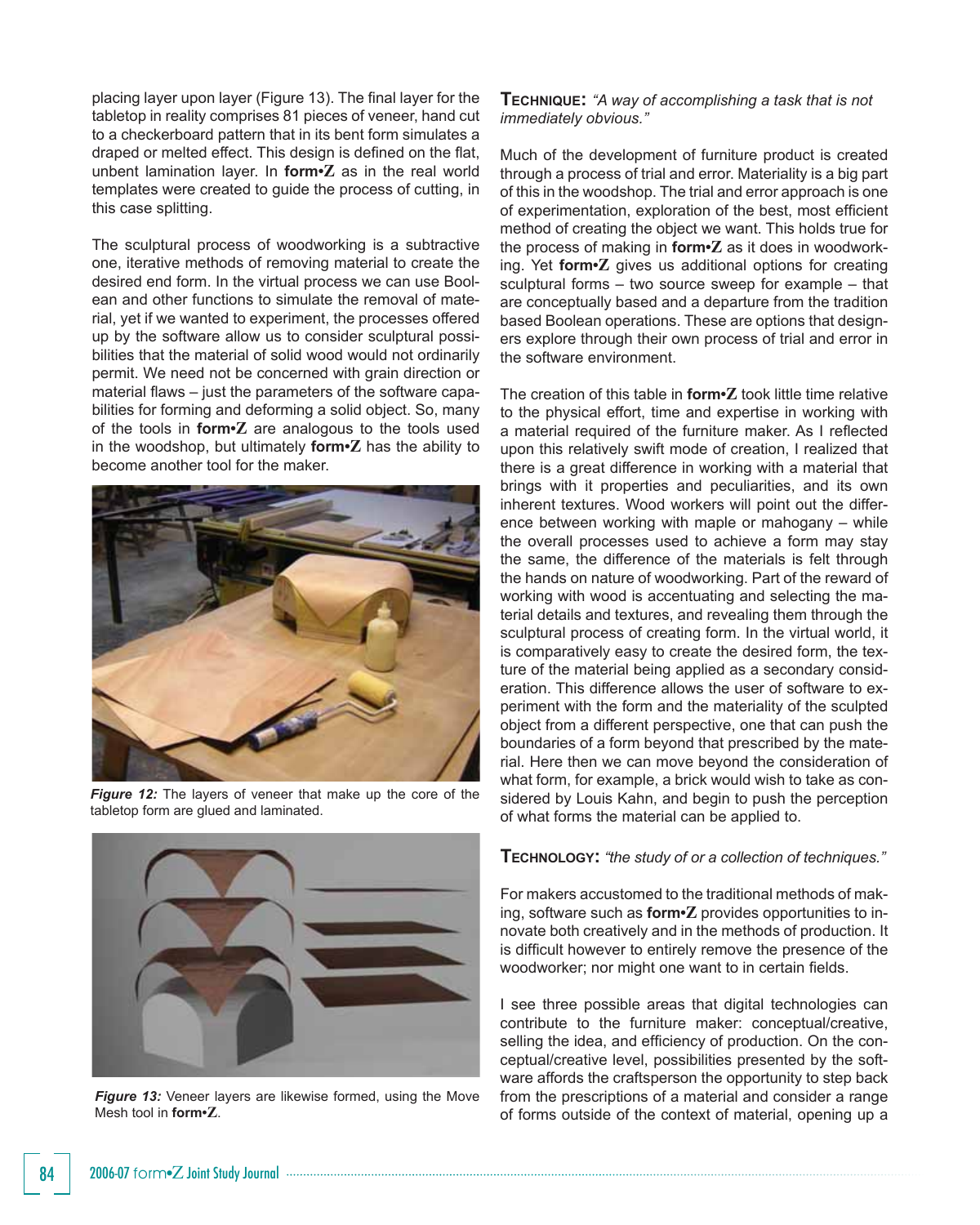placing layer upon layer (Figure 13). The final layer for the tabletop in reality comprises 81 pieces of veneer, hand cut to a checkerboard pattern that in its bent form simulates a draped or melted effect. This design is defined on the flat, unbent lamination layer. In **form•Z** as in the real world templates were created to guide the process of cutting, in this case splitting.

The sculptural process of woodworking is a subtractive one, iterative methods of removing material to create the desired end form. In the virtual process we can use Boolean and other functions to simulate the removal of material, yet if we wanted to experiment, the processes offered up by the software allow us to consider sculptural possibilities that the material of solid wood would not ordinarily permit. We need not be concerned with grain direction or material flaws – just the parameters of the software capabilities for forming and deforming a solid object. So, many of the tools in **form•Z** are analogous to the tools used in the woodshop, but ultimately **form•Z** has the ability to become another tool for the maker.

***Figure 12:*** The layers of veneer that make up the core of the tabletop form are glued and laminated.

***Figure 13:*** Veneer layers are likewise formed, using the Move Mesh tool in **form•Z**.

**TECHNIQUE:** *"A way of accomplishing a task that is not immediately obvious."*

Much of the development of furniture product is created through a process of trial and error. Materiality is a big part of this in the woodshop. The trial and error approach is one of experimentation, exploration of the best, most efficient method of creating the object we want. This holds true for the process of making in **form•Z** as it does in woodworking. Yet **form•Z** gives us additional options for creating sculptural forms – two source sweep for example – that are conceptually based and a departure from the tradition based Boolean operations. These are options that designers explore through their own process of trial and error in the software environment.

The creation of this table in **form•Z** took little time relative to the physical effort, time and expertise in working with a material required of the furniture maker. As I reflected upon this relatively swift mode of creation, I realized that there is a great difference in working with a material that brings with it properties and peculiarities, and its own inherent textures. Wood workers will point out the difference between working with maple or mahogany – while the overall processes used to achieve a form may stay the same, the difference of the materials is felt through the hands on nature of woodworking. Part of the reward of working with wood is accentuating and selecting the material details and textures, and revealing them through the sculptural process of creating form. In the virtual world, it is comparatively easy to create the desired form, the texture of the material being applied as a secondary consideration. This difference allows the user of software to experiment with the form and the materiality of the sculpted object from a different perspective, one that can push the boundaries of a form beyond that prescribed by the material. Here then we can move beyond the consideration of what form, for example, a brick would wish to take as considered by Louis Kahn, and begin to push the perception of what forms the material can be applied to.

**TECHNOLOGY:** *"the study of or a collection of techniques."*

For makers accustomed to the traditional methods of making, software such as **form•Z** provides opportunities to innovate both creatively and in the methods of production. It is difficult however to entirely remove the presence of the woodworker; nor might one want to in certain fields.

I see three possible areas that digital technologies can contribute to the furniture maker: conceptual/creative, selling the idea, and efficiency of production. On the conceptual/creative level, possibilities presented by the software affords the craftsperson the opportunity to step back from the prescriptions of a material and consider a range of forms outside of the context of material, opening up a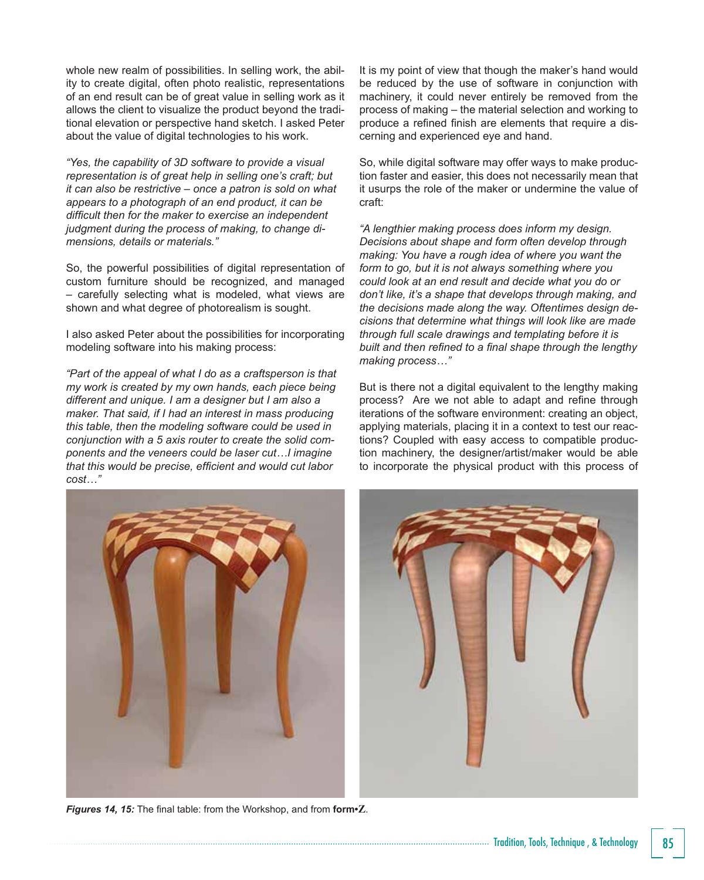whole new realm of possibilities. In selling work, the ability to create digital, often photo realistic, representations of an end result can be of great value in selling work as it allows the client to visualize the product beyond the traditional elevation or perspective hand sketch. I asked Peter about the value of digital technologies to his work.

*"Yes, the capability of 3D software to provide a visual representation is of great help in selling one's craft; but it can also be restrictive – once a patron is sold on what appears to a photograph of an end product, it can be difficult then for the maker to exercise an independent judgment during the process of making, to change dimensions, details or materials."*

So, the powerful possibilities of digital representation of custom furniture should be recognized, and managed – carefully selecting what is modeled, what views are shown and what degree of photorealism is sought.

I also asked Peter about the possibilities for incorporating modeling software into his making process:

*"Part of the appeal of what I do as a craftsperson is that my work is created by my own hands, each piece being different and unique. I am a designer but I am also a maker. That said, if I had an interest in mass producing this table, then the modeling software could be used in conjunction with a 5 axis router to create the solid components and the veneers could be laser cut…I imagine that this would be precise, efficient and would cut labor cost…"*

It is my point of view that though the maker's hand would be reduced by the use of software in conjunction with machinery, it could never entirely be removed from the process of making – the material selection and working to produce a refined finish are elements that require a discerning and experienced eye and hand.

So, while digital software may offer ways to make production faster and easier, this does not necessarily mean that it usurps the role of the maker or undermine the value of craft:

*"A lengthier making process does inform my design. Decisions about shape and form often develop through making: You have a rough idea of where you want the form to go, but it is not always something where you could look at an end result and decide what you do or don't like, it's a shape that develops through making, and the decisions made along the way. Oftentimes design decisions that determine what things will look like are made through full scale drawings and templating before it is built and then refined to a final shape through the lengthy making process…"*

But is there not a digital equivalent to the lengthy making process? Are we not able to adapt and refine through iterations of the software environment: creating an object, applying materials, placing it in a context to test our reactions? Coupled with easy access to compatible production machinery, the designer/artist/maker would be able to incorporate the physical product with this process of

***Figures 14, 15:*** The final table: from the Workshop, and from **form•Z**.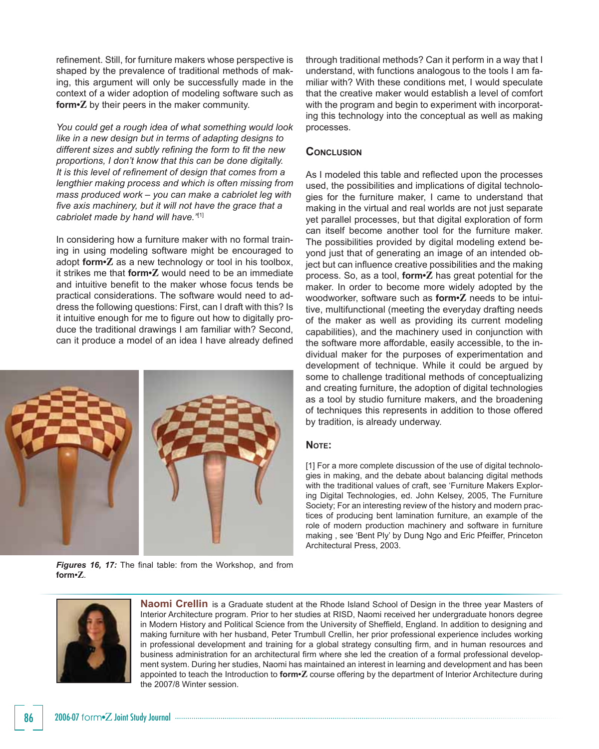refinement. Still, for furniture makers whose perspective is shaped by the prevalence of traditional methods of making, this argument will only be successfully made in the context of a wider adoption of modeling software such as **form•Z** by their peers in the maker community.

*You could get a rough idea of what something would look like in a new design but in terms of adapting designs to different sizes and subtly refining the form to fit the new proportions, I don't know that this can be done digitally. It is this level of refinement of design that comes from a lengthier making process and which is often missing from mass produced work – you can make a cabriolet leg with five axis machinery, but it will not have the grace that a cabriolet made by hand will have.'*[1]

In considering how a furniture maker with no formal training in using modeling software might be encouraged to adopt **form•Z** as a new technology or tool in his toolbox, it strikes me that **form•Z** would need to be an immediate and intuitive benefit to the maker whose focus tends be practical considerations. The software would need to address the following questions: First, can I draft with this? Is it intuitive enough for me to figure out how to digitally produce the traditional drawings I am familiar with? Second, can it produce a model of an idea I have already defined through traditional methods? Can it perform in a way that I understand, with functions analogous to the tools I am familiar with? With these conditions met, I would speculate that the creative maker would establish a level of comfort with the program and begin to experiment with incorporating this technology into the conceptual as well as making processes.

***Figures 16, 17:*** The final table: from the Workshop, and from **form•Z**.

## Conclusion

As I modeled this table and reflected upon the processes used, the possibilities and implications of digital technologies for the furniture maker, I came to understand that making in the virtual and real worlds are not just separate yet parallel processes, but that digital exploration of form can itself become another tool for the furniture maker. The possibilities provided by digital modeling extend beyond just that of generating an image of an intended object but can influence creative possibilities and the making process. So, as a tool, **form•Z** has great potential for the maker. In order to become more widely adopted by the woodworker, software such as **form•Z** needs to be intuitive, multifunctional (meeting the everyday drafting needs of the maker as well as providing its current modeling capabilities), and the machinery used in conjunction with the software more affordable, easily accessible, to the individual maker for the purposes of experimentation and development of technique. While it could be argued by some to challenge traditional methods of conceptualizing and creating furniture, the adoption of digital technologies as a tool by studio furniture makers, and the broadening of techniques this represents in addition to those offered by tradition, is already underway.

## Note:

[1] For a more complete discussion of the use of digital technologies in making, and the debate about balancing digital methods with the traditional values of craft, see 'Furniture Makers Exploring Digital Technologies, ed. John Kelsey, 2005, The Furniture Society; For an interesting review of the history and modern practices of producing bent lamination furniture, an example of the role of modern production machinery and software in furniture making , see 'Bent Ply' by Dung Ngo and Eric Pfeiffer, Princeton Architectural Press, 2003.

**Naomi Crellin** is a Graduate student at the Rhode Island School of Design in the three year Masters of Interior Architecture program. Prior to her studies at RISD, Naomi received her undergraduate honors degree in Modern History and Political Science from the University of Sheffield, England. In addition to designing and making furniture with her husband, Peter Trumbull Crellin, her prior professional experience includes working in professional development and training for a global strategy consulting firm, and in human resources and business administration for an architectural firm where she led the creation of a formal professional development system. During her studies, Naomi has maintained an interest in learning and development and has been appointed to teach the Introduction to **form•Z** course offering by the department of Interior Architecture during the 2007/8 Winter session.